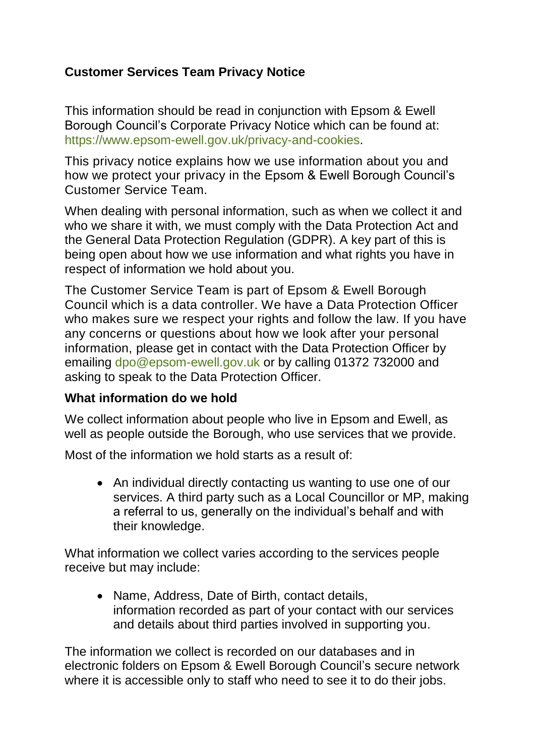# Customer Services Team Privacy Notice

This information should be read in conjunction with Epsom & Ewell Borough Council's Corporate Privacy Notice which can be found at: https://www.epsom-ewell.gov.uk/privacy-and-cookies.

This privacy notice explains how we use information about you and how we protect your privacy in the Epsom & Ewell Borough Council's Customer Service Team.

When dealing with personal information, such as when we collect it and who we share it with, we must comply with the Data Protection Act and the General Data Protection Regulation (GDPR). A key part of this is being open about how we use information and what rights you have in respect of information we hold about you.

The Customer Service Team is part of Epsom & Ewell Borough Council which is a data controller. We have a Data Protection Officer who makes sure we respect your rights and follow the law. If you have any concerns or questions about how we look after your personal information, please get in contact with the Data Protection Officer by emailing dpo@epsom-ewell.gov.uk or by calling 01372 732000 and asking to speak to the Data Protection Officer.

## What information do we hold

We collect information about people who live in Epsom and Ewell, as well as people outside the Borough, who use services that we provide.

Most of the information we hold starts as a result of:

- An individual directly contacting us wanting to use one of our services. A third party such as a Local Councillor or MP, making a referral to us, generally on the individual's behalf and with their knowledge.

What information we collect varies according to the services people receive but may include:

- Name, Address, Date of Birth, contact details, information recorded as part of your contact with our services and details about third parties involved in supporting you.

The information we collect is recorded on our databases and in electronic folders on Epsom & Ewell Borough Council's secure network where it is accessible only to staff who need to see it to do their jobs.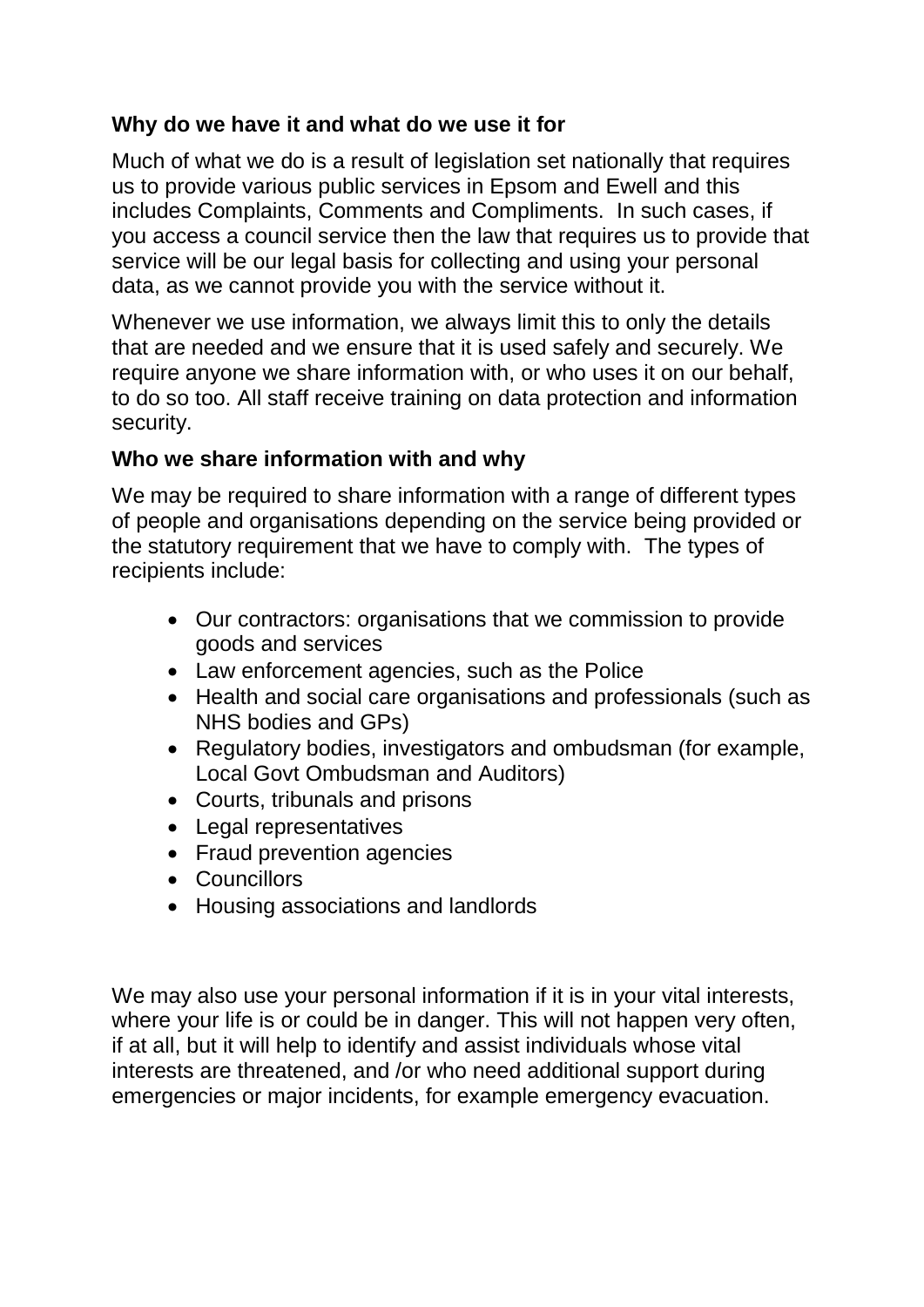**Why do we have it and what do we use it for**

Much of what we do is a result of legislation set nationally that requires us to provide various public services in Epsom and Ewell and this includes Complaints, Comments and Compliments. In such cases, if you access a council service then the law that requires us to provide that service will be our legal basis for collecting and using your personal data, as we cannot provide you with the service without it.

Whenever we use information, we always limit this to only the details that are needed and we ensure that it is used safely and securely. We require anyone we share information with, or who uses it on our behalf, to do so too. All staff receive training on data protection and information security.

**Who we share information with and why**

We may be required to share information with a range of different types of people and organisations depending on the service being provided or the statutory requirement that we have to comply with. The types of recipients include:

- Our contractors: organisations that we commission to provide goods and services
- Law enforcement agencies, such as the Police
- Health and social care organisations and professionals (such as NHS bodies and GPs)
- Regulatory bodies, investigators and ombudsman (for example, Local Govt Ombudsman and Auditors)
- Courts, tribunals and prisons
- Legal representatives
- Fraud prevention agencies
- Councillors
- Housing associations and landlords

We may also use your personal information if it is in your vital interests, where your life is or could be in danger. This will not happen very often, if at all, but it will help to identify and assist individuals whose vital interests are threatened, and /or who need additional support during emergencies or major incidents, for example emergency evacuation.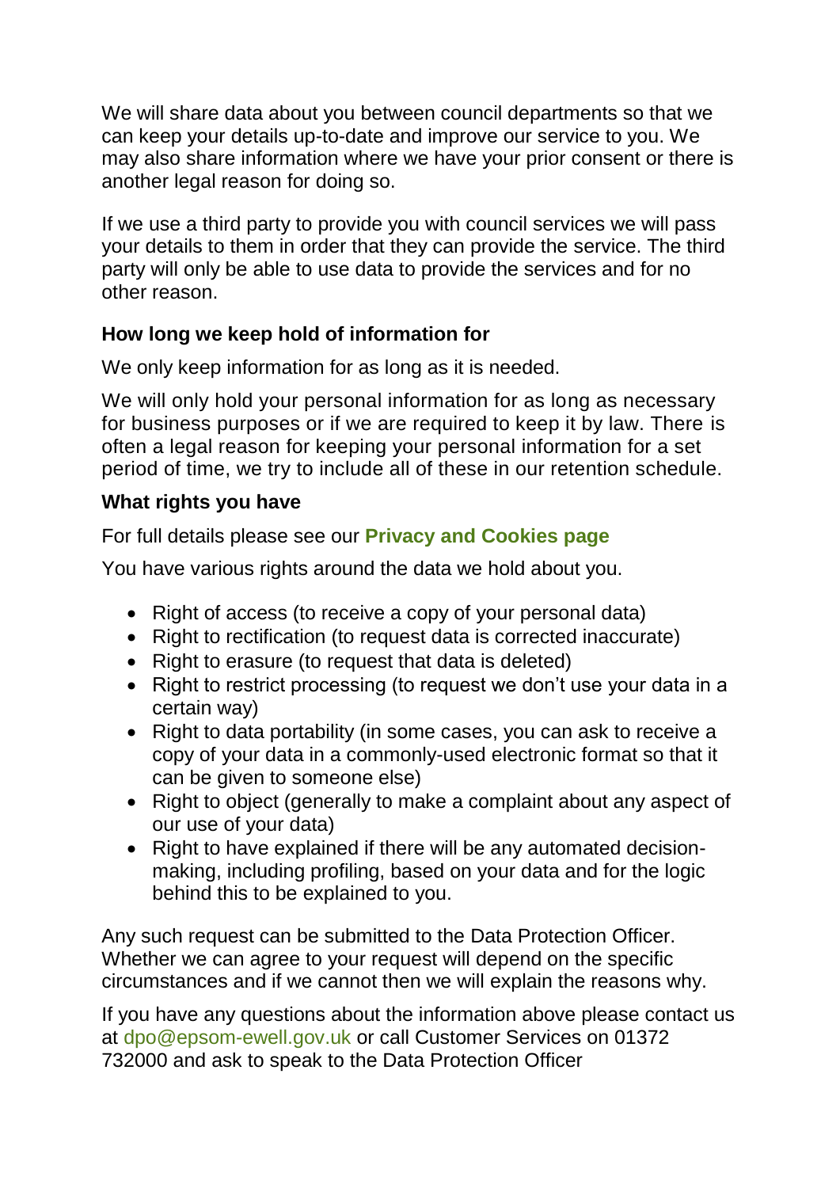We will share data about you between council departments so that we can keep your details up-to-date and improve our service to you. We may also share information where we have your prior consent or there is another legal reason for doing so.

If we use a third party to provide you with council services we will pass your details to them in order that they can provide the service. The third party will only be able to use data to provide the services and for no other reason.

**How long we keep hold of information for**

We only keep information for as long as it is needed.

We will only hold your personal information for as long as necessary for business purposes or if we are required to keep it by law. There is often a legal reason for keeping your personal information for a set period of time, we try to include all of these in our retention schedule.

**What rights you have**

For full details please see our **Privacy and Cookies page**

You have various rights around the data we hold about you.

- Right of access (to receive a copy of your personal data)
- Right to rectification (to request data is corrected inaccurate)
- Right to erasure (to request that data is deleted)
- Right to restrict processing (to request we don't use your data in a certain way)
- Right to data portability (in some cases, you can ask to receive a copy of your data in a commonly-used electronic format so that it can be given to someone else)
- Right to object (generally to make a complaint about any aspect of our use of your data)
- Right to have explained if there will be any automated decision-making, including profiling, based on your data and for the logic behind this to be explained to you.

Any such request can be submitted to the Data Protection Officer. Whether we can agree to your request will depend on the specific circumstances and if we cannot then we will explain the reasons why.

If you have any questions about the information above please contact us at dpo@epsom-ewell.gov.uk or call Customer Services on 01372 732000 and ask to speak to the Data Protection Officer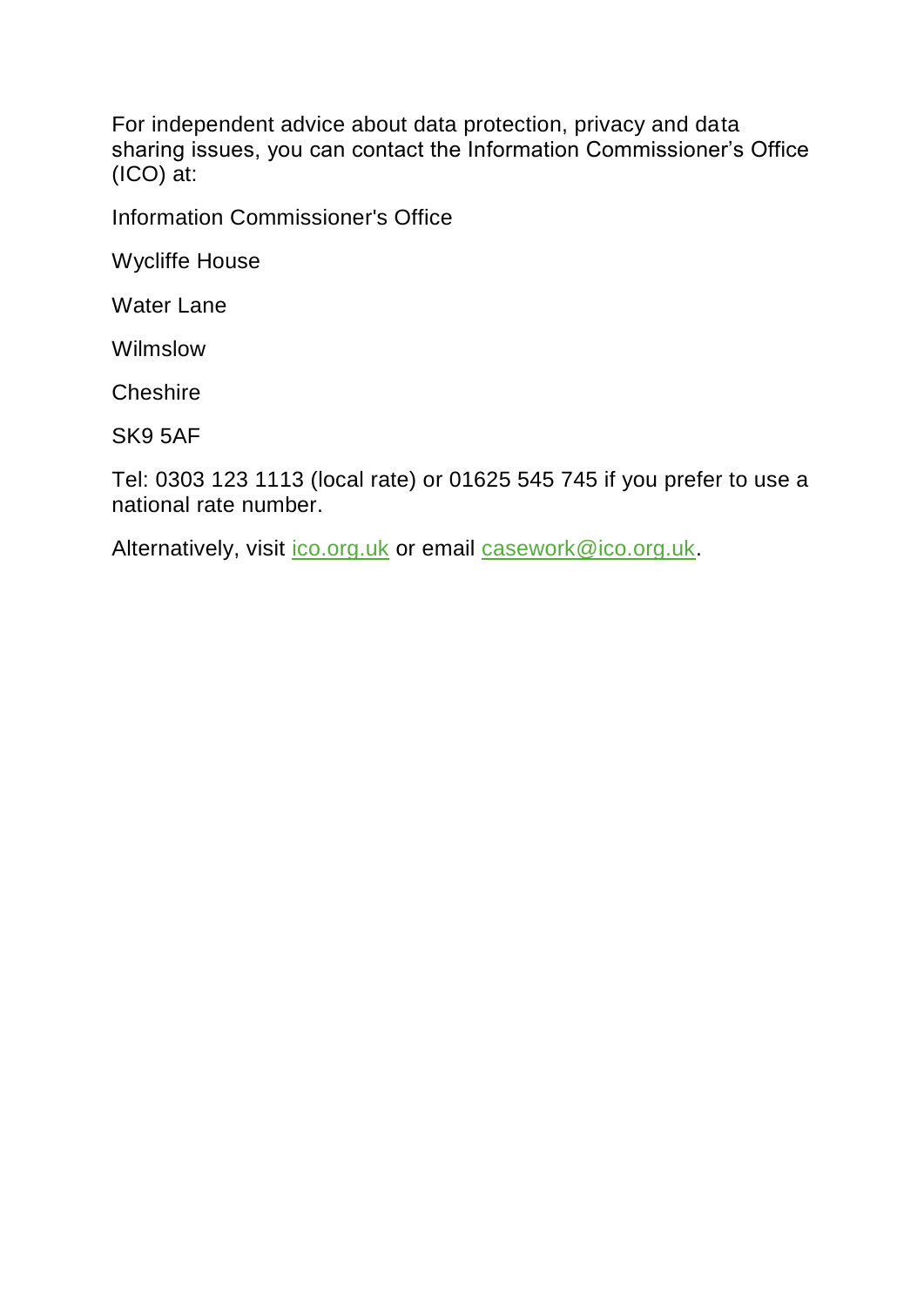For independent advice about data protection, privacy and data sharing issues, you can contact the Information Commissioner's Office (ICO) at:

Information Commissioner's Office

Wycliffe House

Water Lane

Wilmslow

Cheshire

SK9 5AF

Tel: 0303 123 1113 (local rate) or 01625 545 745 if you prefer to use a national rate number.

Alternatively, visit [ico.org.uk](ico.org.uk) or email [casework@ico.org.uk](mailto:casework@ico.org.uk).